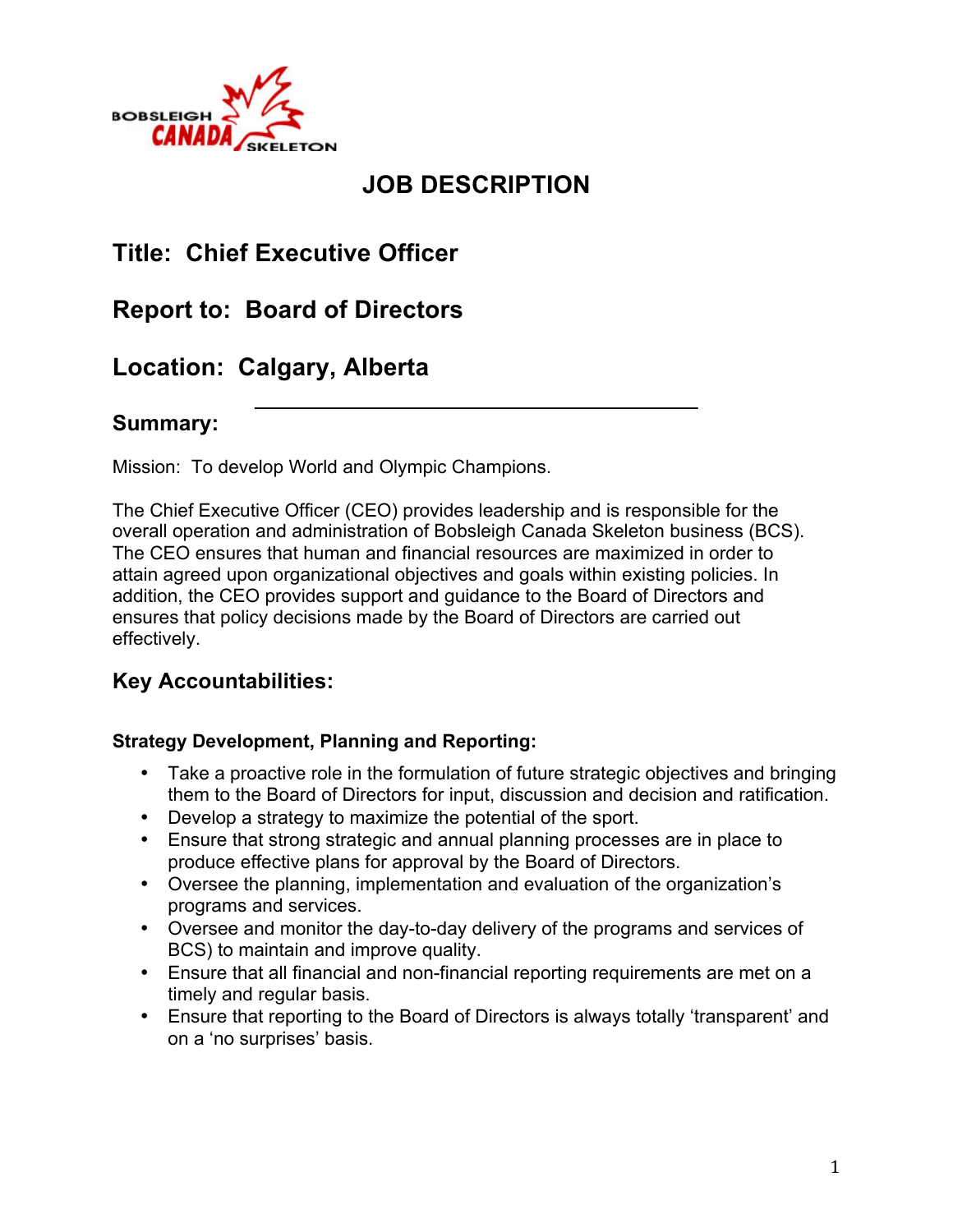# JOB DESCRIPTION

## Title: Chief Executive Officer

## Report to: Board of Directors

## Location: Calgary, Alberta

## Summary:

Mission: To develop World and Olympic Champions.

The Chief Executive Officer (CEO) provides leadership and is responsible for the overall operation and administration of Bobsleigh Canada Skeleton business (BCS). The CEO ensures that human and financial resources are maximized in order to attain agreed upon organizational objectives and goals within existing policies. In addition, the CEO provides support and guidance to the Board of Directors and ensures that policy decisions made by the Board of Directors are carried out effectively.

## Key Accountabilities:

### Strategy Development, Planning and Reporting:

- Take a proactive role in the formulation of future strategic objectives and bringing them to the Board of Directors for input, discussion and decision and ratification.
- Develop a strategy to maximize the potential of the sport.
- Ensure that strong strategic and annual planning processes are in place to produce effective plans for approval by the Board of Directors.
- Oversee the planning, implementation and evaluation of the organization's programs and services.
- Oversee and monitor the day-to-day delivery of the programs and services of BCS) to maintain and improve quality.
- Ensure that all financial and non-financial reporting requirements are met on a timely and regular basis.
- Ensure that reporting to the Board of Directors is always totally 'transparent' and on a 'no surprises' basis.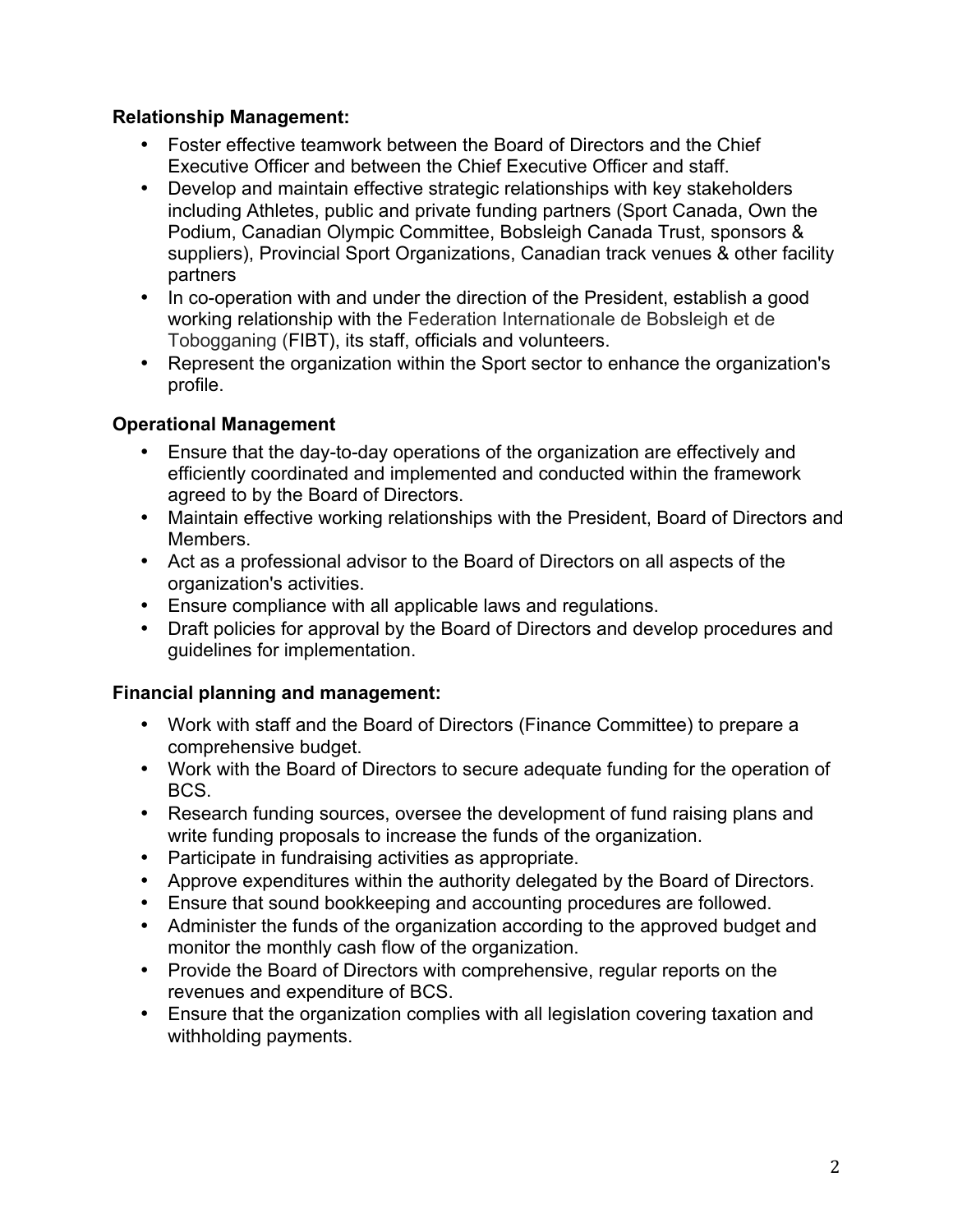**Relationship Management:**

- Foster effective teamwork between the Board of Directors and the Chief Executive Officer and between the Chief Executive Officer and staff.
- Develop and maintain effective strategic relationships with key stakeholders including Athletes, public and private funding partners (Sport Canada, Own the Podium, Canadian Olympic Committee, Bobsleigh Canada Trust, sponsors & suppliers), Provincial Sport Organizations, Canadian track venues & other facility partners
- In co-operation with and under the direction of the President, establish a good working relationship with the Federation Internationale de Bobsleigh et de Tobogganing (FIBT), its staff, officials and volunteers.
- Represent the organization within the Sport sector to enhance the organization's profile.

**Operational Management**

- Ensure that the day-to-day operations of the organization are effectively and efficiently coordinated and implemented and conducted within the framework agreed to by the Board of Directors.
- Maintain effective working relationships with the President, Board of Directors and Members.
- Act as a professional advisor to the Board of Directors on all aspects of the organization's activities.
- Ensure compliance with all applicable laws and regulations.
- Draft policies for approval by the Board of Directors and develop procedures and guidelines for implementation.

**Financial planning and management:**

- Work with staff and the Board of Directors (Finance Committee) to prepare a comprehensive budget.
- Work with the Board of Directors to secure adequate funding for the operation of BCS.
- Research funding sources, oversee the development of fund raising plans and write funding proposals to increase the funds of the organization.
- Participate in fundraising activities as appropriate.
- Approve expenditures within the authority delegated by the Board of Directors.
- Ensure that sound bookkeeping and accounting procedures are followed.
- Administer the funds of the organization according to the approved budget and monitor the monthly cash flow of the organization.
- Provide the Board of Directors with comprehensive, regular reports on the revenues and expenditure of BCS.
- Ensure that the organization complies with all legislation covering taxation and withholding payments.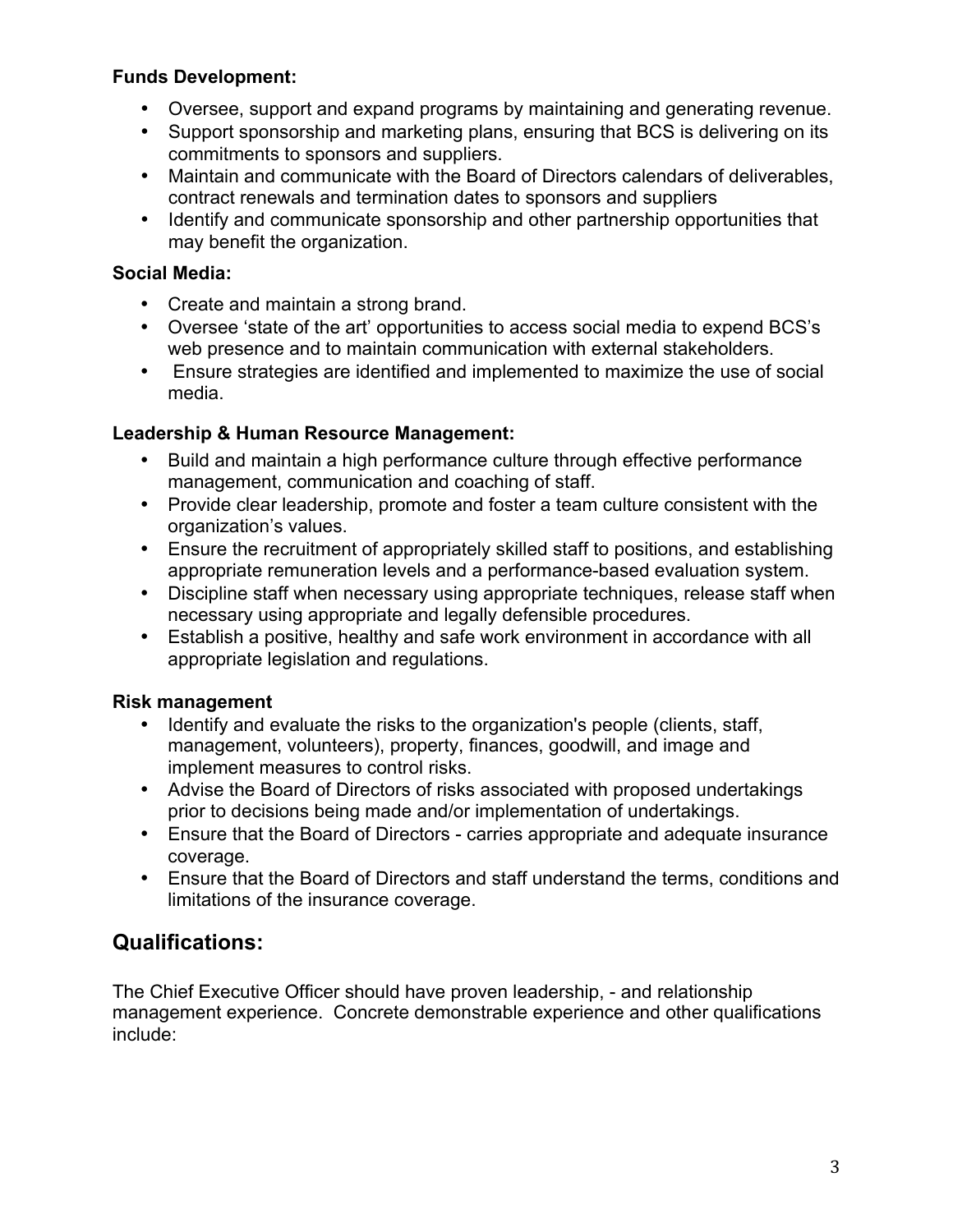**Funds Development:**

- Oversee, support and expand programs by maintaining and generating revenue.
- Support sponsorship and marketing plans, ensuring that BCS is delivering on its commitments to sponsors and suppliers.
- Maintain and communicate with the Board of Directors calendars of deliverables, contract renewals and termination dates to sponsors and suppliers
- Identify and communicate sponsorship and other partnership opportunities that may benefit the organization.

**Social Media:**

- Create and maintain a strong brand.
- Oversee 'state of the art' opportunities to access social media to expend BCS's web presence and to maintain communication with external stakeholders.
- Ensure strategies are identified and implemented to maximize the use of social media.

**Leadership & Human Resource Management:**

- Build and maintain a high performance culture through effective performance management, communication and coaching of staff.
- Provide clear leadership, promote and foster a team culture consistent with the organization's values.
- Ensure the recruitment of appropriately skilled staff to positions, and establishing appropriate remuneration levels and a performance-based evaluation system.
- Discipline staff when necessary using appropriate techniques, release staff when necessary using appropriate and legally defensible procedures.
- Establish a positive, healthy and safe work environment in accordance with all appropriate legislation and regulations.

**Risk management**

- Identify and evaluate the risks to the organization's people (clients, staff, management, volunteers), property, finances, goodwill, and image and implement measures to control risks.
- Advise the Board of Directors of risks associated with proposed undertakings prior to decisions being made and/or implementation of undertakings.
- Ensure that the Board of Directors - carries appropriate and adequate insurance coverage.
- Ensure that the Board of Directors and staff understand the terms, conditions and limitations of the insurance coverage.

## Qualifications:

The Chief Executive Officer should have proven leadership, - and relationship management experience. Concrete demonstrable experience and other qualifications include: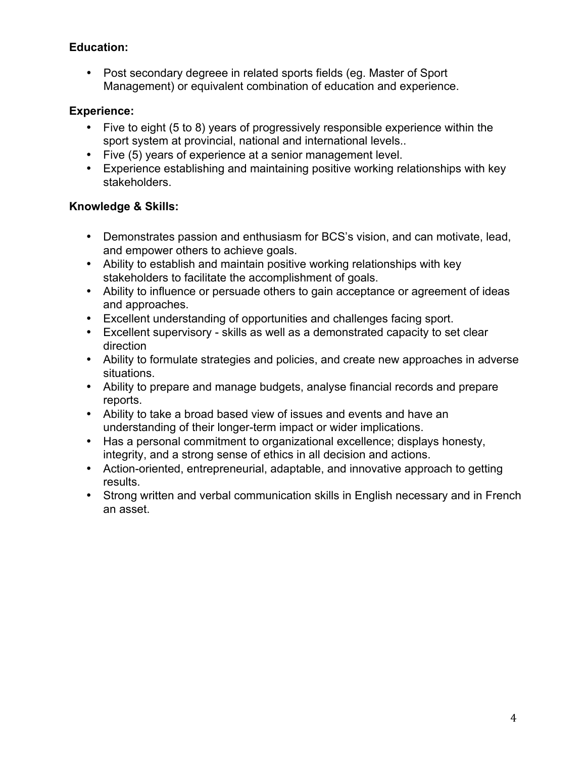**Education:**

- Post secondary degreee in related sports fields (eg. Master of Sport Management) or equivalent combination of education and experience.

**Experience:**

- Five to eight (5 to 8) years of progressively responsible experience within the sport system at provincial, national and international levels..
- Five (5) years of experience at a senior management level.
- Experience establishing and maintaining positive working relationships with key stakeholders.

**Knowledge & Skills:**

- Demonstrates passion and enthusiasm for BCS's vision, and can motivate, lead, and empower others to achieve goals.
- Ability to establish and maintain positive working relationships with key stakeholders to facilitate the accomplishment of goals.
- Ability to influence or persuade others to gain acceptance or agreement of ideas and approaches.
- Excellent understanding of opportunities and challenges facing sport.
- Excellent supervisory - skills as well as a demonstrated capacity to set clear direction
- Ability to formulate strategies and policies, and create new approaches in adverse situations.
- Ability to prepare and manage budgets, analyse financial records and prepare reports.
- Ability to take a broad based view of issues and events and have an understanding of their longer-term impact or wider implications.
- Has a personal commitment to organizational excellence; displays honesty, integrity, and a strong sense of ethics in all decision and actions.
- Action-oriented, entrepreneurial, adaptable, and innovative approach to getting results.
- Strong written and verbal communication skills in English necessary and in French an asset.